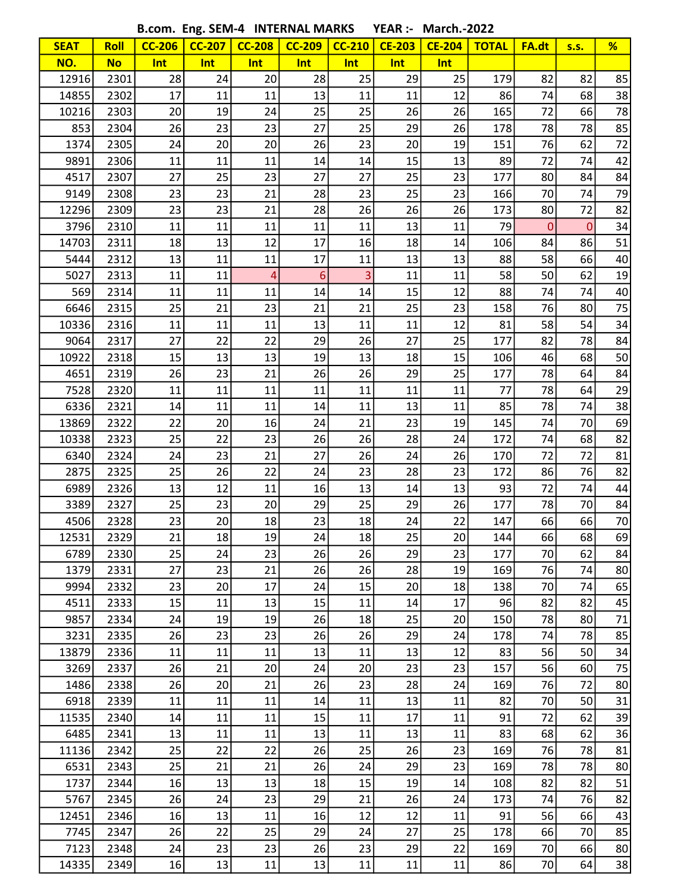**B.com. Eng. SEM-4 INTERNAL MARKS YEAR :- March.-2022**

| SEAT | Roll | CC-206 | CC-207 | CC-208 | CC-209 | CC-210 | CE-203 | CE-204 | TOTAL | FA.dt | s.s. | % |
|---|---|---|---|---|---|---|---|---|---|---|---|---|
| NO. | No | Int | Int | Int | Int | Int | Int | Int | | | | |
| 12916 | 2301 | 28 | 24 | 20 | 28 | 25 | 29 | 25 | 179 | 82 | 82 | 85 |
| 14855 | 2302 | 17 | 11 | 11 | 13 | 11 | 11 | 12 | 86 | 74 | 68 | 38 |
| 10216 | 2303 | 20 | 19 | 24 | 25 | 25 | 26 | 26 | 165 | 72 | 66 | 78 |
| 853 | 2304 | 26 | 23 | 23 | 27 | 25 | 29 | 26 | 178 | 78 | 78 | 85 |
| 1374 | 2305 | 24 | 20 | 20 | 26 | 23 | 20 | 19 | 151 | 76 | 62 | 72 |
| 9891 | 2306 | 11 | 11 | 11 | 14 | 14 | 15 | 13 | 89 | 72 | 74 | 42 |
| 4517 | 2307 | 27 | 25 | 23 | 27 | 27 | 25 | 23 | 177 | 80 | 84 | 84 |
| 9149 | 2308 | 23 | 23 | 21 | 28 | 23 | 25 | 23 | 166 | 70 | 74 | 79 |
| 12296 | 2309 | 23 | 23 | 21 | 28 | 26 | 26 | 26 | 173 | 80 | 72 | 82 |
| 3796 | 2310 | 11 | 11 | 11 | 11 | 11 | 13 | 11 | 79 | 0 | 0 | 34 |
| 14703 | 2311 | 18 | 13 | 12 | 17 | 16 | 18 | 14 | 106 | 84 | 86 | 51 |
| 5444 | 2312 | 13 | 11 | 11 | 17 | 11 | 13 | 13 | 88 | 58 | 66 | 40 |
| 5027 | 2313 | 11 | 11 | 4 | 6 | 3 | 11 | 11 | 58 | 50 | 62 | 19 |
| 569 | 2314 | 11 | 11 | 11 | 14 | 14 | 15 | 12 | 88 | 74 | 74 | 40 |
| 6646 | 2315 | 25 | 21 | 23 | 21 | 21 | 25 | 23 | 158 | 76 | 80 | 75 |
| 10336 | 2316 | 11 | 11 | 11 | 13 | 11 | 11 | 12 | 81 | 58 | 54 | 34 |
| 9064 | 2317 | 27 | 22 | 22 | 29 | 26 | 27 | 25 | 177 | 82 | 78 | 84 |
| 10922 | 2318 | 15 | 13 | 13 | 19 | 13 | 18 | 15 | 106 | 46 | 68 | 50 |
| 4651 | 2319 | 26 | 23 | 21 | 26 | 26 | 29 | 25 | 177 | 78 | 64 | 84 |
| 7528 | 2320 | 11 | 11 | 11 | 11 | 11 | 11 | 11 | 77 | 78 | 64 | 29 |
| 6336 | 2321 | 14 | 11 | 11 | 14 | 11 | 13 | 11 | 85 | 78 | 74 | 38 |
| 13869 | 2322 | 22 | 20 | 16 | 24 | 21 | 23 | 19 | 145 | 74 | 70 | 69 |
| 10338 | 2323 | 25 | 22 | 23 | 26 | 26 | 28 | 24 | 172 | 74 | 68 | 82 |
| 6340 | 2324 | 24 | 23 | 21 | 27 | 26 | 24 | 26 | 170 | 72 | 72 | 81 |
| 2875 | 2325 | 25 | 26 | 22 | 24 | 23 | 28 | 23 | 172 | 86 | 76 | 82 |
| 6989 | 2326 | 13 | 12 | 11 | 16 | 13 | 14 | 13 | 93 | 72 | 74 | 44 |
| 3389 | 2327 | 25 | 23 | 20 | 29 | 25 | 29 | 26 | 177 | 78 | 70 | 84 |
| 4506 | 2328 | 23 | 20 | 18 | 23 | 18 | 24 | 22 | 147 | 66 | 66 | 70 |
| 12531 | 2329 | 21 | 18 | 19 | 24 | 18 | 25 | 20 | 144 | 66 | 68 | 69 |
| 6789 | 2330 | 25 | 24 | 23 | 26 | 26 | 29 | 23 | 177 | 70 | 62 | 84 |
| 1379 | 2331 | 27 | 23 | 21 | 26 | 26 | 28 | 19 | 169 | 76 | 74 | 80 |
| 9994 | 2332 | 23 | 20 | 17 | 24 | 15 | 20 | 18 | 138 | 70 | 74 | 65 |
| 4511 | 2333 | 15 | 11 | 13 | 15 | 11 | 14 | 17 | 96 | 82 | 82 | 45 |
| 9857 | 2334 | 24 | 19 | 19 | 26 | 18 | 25 | 20 | 150 | 78 | 80 | 71 |
| 3231 | 2335 | 26 | 23 | 23 | 26 | 26 | 29 | 24 | 178 | 74 | 78 | 85 |
| 13879 | 2336 | 11 | 11 | 11 | 13 | 11 | 13 | 12 | 83 | 56 | 50 | 34 |
| 3269 | 2337 | 26 | 21 | 20 | 24 | 20 | 23 | 23 | 157 | 56 | 60 | 75 |
| 1486 | 2338 | 26 | 20 | 21 | 26 | 23 | 28 | 24 | 169 | 76 | 72 | 80 |
| 6918 | 2339 | 11 | 11 | 11 | 14 | 11 | 13 | 11 | 82 | 70 | 50 | 31 |
| 11535 | 2340 | 14 | 11 | 11 | 15 | 11 | 17 | 11 | 91 | 72 | 62 | 39 |
| 6485 | 2341 | 13 | 11 | 11 | 13 | 11 | 13 | 11 | 83 | 68 | 62 | 36 |
| 11136 | 2342 | 25 | 22 | 22 | 26 | 25 | 26 | 23 | 169 | 76 | 78 | 81 |
| 6531 | 2343 | 25 | 21 | 21 | 26 | 24 | 29 | 23 | 169 | 78 | 78 | 80 |
| 1737 | 2344 | 16 | 13 | 13 | 18 | 15 | 19 | 14 | 108 | 82 | 82 | 51 |
| 5767 | 2345 | 26 | 24 | 23 | 29 | 21 | 26 | 24 | 173 | 74 | 76 | 82 |
| 12451 | 2346 | 16 | 13 | 11 | 16 | 12 | 12 | 11 | 91 | 56 | 66 | 43 |
| 7745 | 2347 | 26 | 22 | 25 | 29 | 24 | 27 | 25 | 178 | 66 | 70 | 85 |
| 7123 | 2348 | 24 | 23 | 23 | 26 | 23 | 29 | 22 | 169 | 70 | 66 | 80 |
| 14335 | 2349 | 16 | 13 | 11 | 13 | 11 | 11 | 11 | 86 | 70 | 64 | 38 |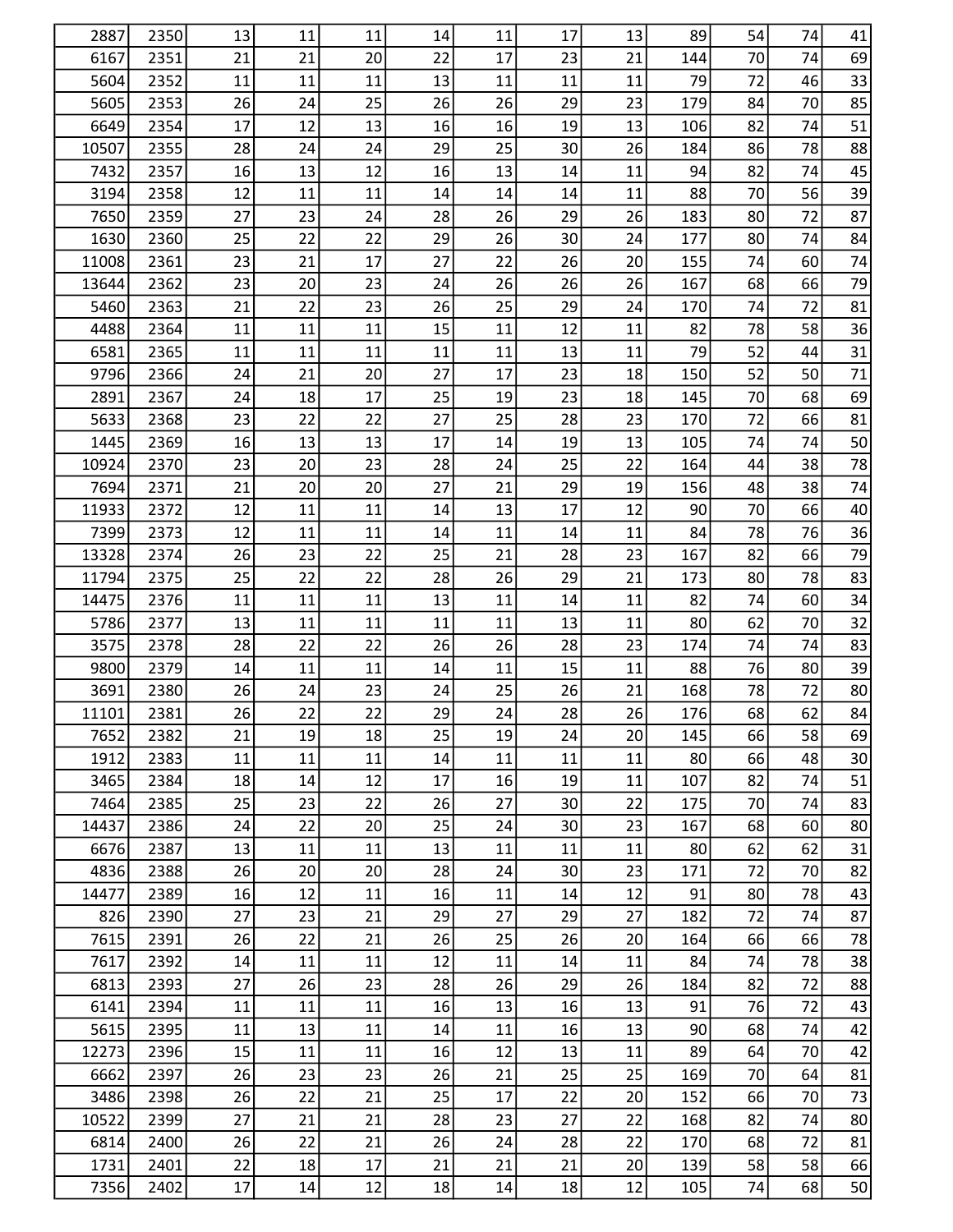| | | | | | | | | | | | | |
|---|---|---|---|---|---|---|---|---|---|---|---|---|
| 2887 | 2350 | 13 | 11 | 11 | 14 | 11 | 17 | 13 | 89 | 54 | 74 | 41 |
| 6167 | 2351 | 21 | 21 | 20 | 22 | 17 | 23 | 21 | 144 | 70 | 74 | 69 |
| 5604 | 2352 | 11 | 11 | 11 | 13 | 11 | 11 | 11 | 79 | 72 | 46 | 33 |
| 5605 | 2353 | 26 | 24 | 25 | 26 | 26 | 29 | 23 | 179 | 84 | 70 | 85 |
| 6649 | 2354 | 17 | 12 | 13 | 16 | 16 | 19 | 13 | 106 | 82 | 74 | 51 |
| 10507 | 2355 | 28 | 24 | 24 | 29 | 25 | 30 | 26 | 184 | 86 | 78 | 88 |
| 7432 | 2357 | 16 | 13 | 12 | 16 | 13 | 14 | 11 | 94 | 82 | 74 | 45 |
| 3194 | 2358 | 12 | 11 | 11 | 14 | 14 | 14 | 11 | 88 | 70 | 56 | 39 |
| 7650 | 2359 | 27 | 23 | 24 | 28 | 26 | 29 | 26 | 183 | 80 | 72 | 87 |
| 1630 | 2360 | 25 | 22 | 22 | 29 | 26 | 30 | 24 | 177 | 80 | 74 | 84 |
| 11008 | 2361 | 23 | 21 | 17 | 27 | 22 | 26 | 20 | 155 | 74 | 60 | 74 |
| 13644 | 2362 | 23 | 20 | 23 | 24 | 26 | 26 | 26 | 167 | 68 | 66 | 79 |
| 5460 | 2363 | 21 | 22 | 23 | 26 | 25 | 29 | 24 | 170 | 74 | 72 | 81 |
| 4488 | 2364 | 11 | 11 | 11 | 15 | 11 | 12 | 11 | 82 | 78 | 58 | 36 |
| 6581 | 2365 | 11 | 11 | 11 | 11 | 11 | 13 | 11 | 79 | 52 | 44 | 31 |
| 9796 | 2366 | 24 | 21 | 20 | 27 | 17 | 23 | 18 | 150 | 52 | 50 | 71 |
| 2891 | 2367 | 24 | 18 | 17 | 25 | 19 | 23 | 18 | 145 | 70 | 68 | 69 |
| 5633 | 2368 | 23 | 22 | 22 | 27 | 25 | 28 | 23 | 170 | 72 | 66 | 81 |
| 1445 | 2369 | 16 | 13 | 13 | 17 | 14 | 19 | 13 | 105 | 74 | 74 | 50 |
| 10924 | 2370 | 23 | 20 | 23 | 28 | 24 | 25 | 22 | 164 | 44 | 38 | 78 |
| 7694 | 2371 | 21 | 20 | 20 | 27 | 21 | 29 | 19 | 156 | 48 | 38 | 74 |
| 11933 | 2372 | 12 | 11 | 11 | 14 | 13 | 17 | 12 | 90 | 70 | 66 | 40 |
| 7399 | 2373 | 12 | 11 | 11 | 14 | 11 | 14 | 11 | 84 | 78 | 76 | 36 |
| 13328 | 2374 | 26 | 23 | 22 | 25 | 21 | 28 | 23 | 167 | 82 | 66 | 79 |
| 11794 | 2375 | 25 | 22 | 22 | 28 | 26 | 29 | 21 | 173 | 80 | 78 | 83 |
| 14475 | 2376 | 11 | 11 | 11 | 13 | 11 | 14 | 11 | 82 | 74 | 60 | 34 |
| 5786 | 2377 | 13 | 11 | 11 | 11 | 11 | 13 | 11 | 80 | 62 | 70 | 32 |
| 3575 | 2378 | 28 | 22 | 22 | 26 | 26 | 28 | 23 | 174 | 74 | 74 | 83 |
| 9800 | 2379 | 14 | 11 | 11 | 14 | 11 | 15 | 11 | 88 | 76 | 80 | 39 |
| 3691 | 2380 | 26 | 24 | 23 | 24 | 25 | 26 | 21 | 168 | 78 | 72 | 80 |
| 11101 | 2381 | 26 | 22 | 22 | 29 | 24 | 28 | 26 | 176 | 68 | 62 | 84 |
| 7652 | 2382 | 21 | 19 | 18 | 25 | 19 | 24 | 20 | 145 | 66 | 58 | 69 |
| 1912 | 2383 | 11 | 11 | 11 | 14 | 11 | 11 | 11 | 80 | 66 | 48 | 30 |
| 3465 | 2384 | 18 | 14 | 12 | 17 | 16 | 19 | 11 | 107 | 82 | 74 | 51 |
| 7464 | 2385 | 25 | 23 | 22 | 26 | 27 | 30 | 22 | 175 | 70 | 74 | 83 |
| 14437 | 2386 | 24 | 22 | 20 | 25 | 24 | 30 | 23 | 167 | 68 | 60 | 80 |
| 6676 | 2387 | 13 | 11 | 11 | 13 | 11 | 11 | 11 | 80 | 62 | 62 | 31 |
| 4836 | 2388 | 26 | 20 | 20 | 28 | 24 | 30 | 23 | 171 | 72 | 70 | 82 |
| 14477 | 2389 | 16 | 12 | 11 | 16 | 11 | 14 | 12 | 91 | 80 | 78 | 43 |
| 826 | 2390 | 27 | 23 | 21 | 29 | 27 | 29 | 27 | 182 | 72 | 74 | 87 |
| 7615 | 2391 | 26 | 22 | 21 | 26 | 25 | 26 | 20 | 164 | 66 | 66 | 78 |
| 7617 | 2392 | 14 | 11 | 11 | 12 | 11 | 14 | 11 | 84 | 74 | 78 | 38 |
| 6813 | 2393 | 27 | 26 | 23 | 28 | 26 | 29 | 26 | 184 | 82 | 72 | 88 |
| 6141 | 2394 | 11 | 11 | 11 | 16 | 13 | 16 | 13 | 91 | 76 | 72 | 43 |
| 5615 | 2395 | 11 | 13 | 11 | 14 | 11 | 16 | 13 | 90 | 68 | 74 | 42 |
| 12273 | 2396 | 15 | 11 | 11 | 16 | 12 | 13 | 11 | 89 | 64 | 70 | 42 |
| 6662 | 2397 | 26 | 23 | 23 | 26 | 21 | 25 | 25 | 169 | 70 | 64 | 81 |
| 3486 | 2398 | 26 | 22 | 21 | 25 | 17 | 22 | 20 | 152 | 66 | 70 | 73 |
| 10522 | 2399 | 27 | 21 | 21 | 28 | 23 | 27 | 22 | 168 | 82 | 74 | 80 |
| 6814 | 2400 | 26 | 22 | 21 | 26 | 24 | 28 | 22 | 170 | 68 | 72 | 81 |
| 1731 | 2401 | 22 | 18 | 17 | 21 | 21 | 21 | 20 | 139 | 58 | 58 | 66 |
| 7356 | 2402 | 17 | 14 | 12 | 18 | 14 | 18 | 12 | 105 | 74 | 68 | 50 |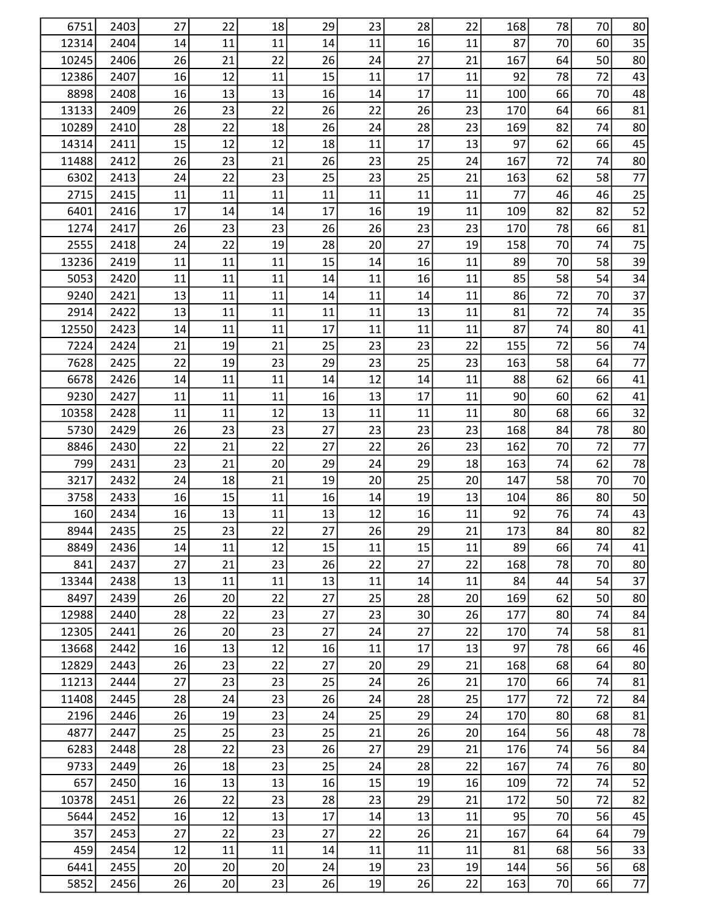| | | | | | | | | | | | | |
|---|---|---|---|---|---|---|---|---|---|---|---|---|
| 6751 | 2403 | 27 | 22 | 18 | 29 | 23 | 28 | 22 | 168 | 78 | 70 | 80 |
| 12314 | 2404 | 14 | 11 | 11 | 14 | 11 | 16 | 11 | 87 | 70 | 60 | 35 |
| 10245 | 2406 | 26 | 21 | 22 | 26 | 24 | 27 | 21 | 167 | 64 | 50 | 80 |
| 12386 | 2407 | 16 | 12 | 11 | 15 | 11 | 17 | 11 | 92 | 78 | 72 | 43 |
| 8898 | 2408 | 16 | 13 | 13 | 16 | 14 | 17 | 11 | 100 | 66 | 70 | 48 |
| 13133 | 2409 | 26 | 23 | 22 | 26 | 22 | 26 | 23 | 170 | 64 | 66 | 81 |
| 10289 | 2410 | 28 | 22 | 18 | 26 | 24 | 28 | 23 | 169 | 82 | 74 | 80 |
| 14314 | 2411 | 15 | 12 | 12 | 18 | 11 | 17 | 13 | 97 | 62 | 66 | 45 |
| 11488 | 2412 | 26 | 23 | 21 | 26 | 23 | 25 | 24 | 167 | 72 | 74 | 80 |
| 6302 | 2413 | 24 | 22 | 23 | 25 | 23 | 25 | 21 | 163 | 62 | 58 | 77 |
| 2715 | 2415 | 11 | 11 | 11 | 11 | 11 | 11 | 11 | 77 | 46 | 46 | 25 |
| 6401 | 2416 | 17 | 14 | 14 | 17 | 16 | 19 | 11 | 109 | 82 | 82 | 52 |
| 1274 | 2417 | 26 | 23 | 23 | 26 | 26 | 23 | 23 | 170 | 78 | 66 | 81 |
| 2555 | 2418 | 24 | 22 | 19 | 28 | 20 | 27 | 19 | 158 | 70 | 74 | 75 |
| 13236 | 2419 | 11 | 11 | 11 | 15 | 14 | 16 | 11 | 89 | 70 | 58 | 39 |
| 5053 | 2420 | 11 | 11 | 11 | 14 | 11 | 16 | 11 | 85 | 58 | 54 | 34 |
| 9240 | 2421 | 13 | 11 | 11 | 14 | 11 | 14 | 11 | 86 | 72 | 70 | 37 |
| 2914 | 2422 | 13 | 11 | 11 | 11 | 11 | 13 | 11 | 81 | 72 | 74 | 35 |
| 12550 | 2423 | 14 | 11 | 11 | 17 | 11 | 11 | 11 | 87 | 74 | 80 | 41 |
| 7224 | 2424 | 21 | 19 | 21 | 25 | 23 | 23 | 22 | 155 | 72 | 56 | 74 |
| 7628 | 2425 | 22 | 19 | 23 | 29 | 23 | 25 | 23 | 163 | 58 | 64 | 77 |
| 6678 | 2426 | 14 | 11 | 11 | 14 | 12 | 14 | 11 | 88 | 62 | 66 | 41 |
| 9230 | 2427 | 11 | 11 | 11 | 16 | 13 | 17 | 11 | 90 | 60 | 62 | 41 |
| 10358 | 2428 | 11 | 11 | 12 | 13 | 11 | 11 | 11 | 80 | 68 | 66 | 32 |
| 5730 | 2429 | 26 | 23 | 23 | 27 | 23 | 23 | 23 | 168 | 84 | 78 | 80 |
| 8846 | 2430 | 22 | 21 | 22 | 27 | 22 | 26 | 23 | 162 | 70 | 72 | 77 |
| 799 | 2431 | 23 | 21 | 20 | 29 | 24 | 29 | 18 | 163 | 74 | 62 | 78 |
| 3217 | 2432 | 24 | 18 | 21 | 19 | 20 | 25 | 20 | 147 | 58 | 70 | 70 |
| 3758 | 2433 | 16 | 15 | 11 | 16 | 14 | 19 | 13 | 104 | 86 | 80 | 50 |
| 160 | 2434 | 16 | 13 | 11 | 13 | 12 | 16 | 11 | 92 | 76 | 74 | 43 |
| 8944 | 2435 | 25 | 23 | 22 | 27 | 26 | 29 | 21 | 173 | 84 | 80 | 82 |
| 8849 | 2436 | 14 | 11 | 12 | 15 | 11 | 15 | 11 | 89 | 66 | 74 | 41 |
| 841 | 2437 | 27 | 21 | 23 | 26 | 22 | 27 | 22 | 168 | 78 | 70 | 80 |
| 13344 | 2438 | 13 | 11 | 11 | 13 | 11 | 14 | 11 | 84 | 44 | 54 | 37 |
| 8497 | 2439 | 26 | 20 | 22 | 27 | 25 | 28 | 20 | 169 | 62 | 50 | 80 |
| 12988 | 2440 | 28 | 22 | 23 | 27 | 23 | 30 | 26 | 177 | 80 | 74 | 84 |
| 12305 | 2441 | 26 | 20 | 23 | 27 | 24 | 27 | 22 | 170 | 74 | 58 | 81 |
| 13668 | 2442 | 16 | 13 | 12 | 16 | 11 | 17 | 13 | 97 | 78 | 66 | 46 |
| 12829 | 2443 | 26 | 23 | 22 | 27 | 20 | 29 | 21 | 168 | 68 | 64 | 80 |
| 11213 | 2444 | 27 | 23 | 23 | 25 | 24 | 26 | 21 | 170 | 66 | 74 | 81 |
| 11408 | 2445 | 28 | 24 | 23 | 26 | 24 | 28 | 25 | 177 | 72 | 72 | 84 |
| 2196 | 2446 | 26 | 19 | 23 | 24 | 25 | 29 | 24 | 170 | 80 | 68 | 81 |
| 4877 | 2447 | 25 | 25 | 23 | 25 | 21 | 26 | 20 | 164 | 56 | 48 | 78 |
| 6283 | 2448 | 28 | 22 | 23 | 26 | 27 | 29 | 21 | 176 | 74 | 56 | 84 |
| 9733 | 2449 | 26 | 18 | 23 | 25 | 24 | 28 | 22 | 167 | 74 | 76 | 80 |
| 657 | 2450 | 16 | 13 | 13 | 16 | 15 | 19 | 16 | 109 | 72 | 74 | 52 |
| 10378 | 2451 | 26 | 22 | 23 | 28 | 23 | 29 | 21 | 172 | 50 | 72 | 82 |
| 5644 | 2452 | 16 | 12 | 13 | 17 | 14 | 13 | 11 | 95 | 70 | 56 | 45 |
| 357 | 2453 | 27 | 22 | 23 | 27 | 22 | 26 | 21 | 167 | 64 | 64 | 79 |
| 459 | 2454 | 12 | 11 | 11 | 14 | 11 | 11 | 11 | 81 | 68 | 56 | 33 |
| 6441 | 2455 | 20 | 20 | 20 | 24 | 19 | 23 | 19 | 144 | 56 | 56 | 68 |
| 5852 | 2456 | 26 | 20 | 23 | 26 | 19 | 26 | 22 | 163 | 70 | 66 | 77 |